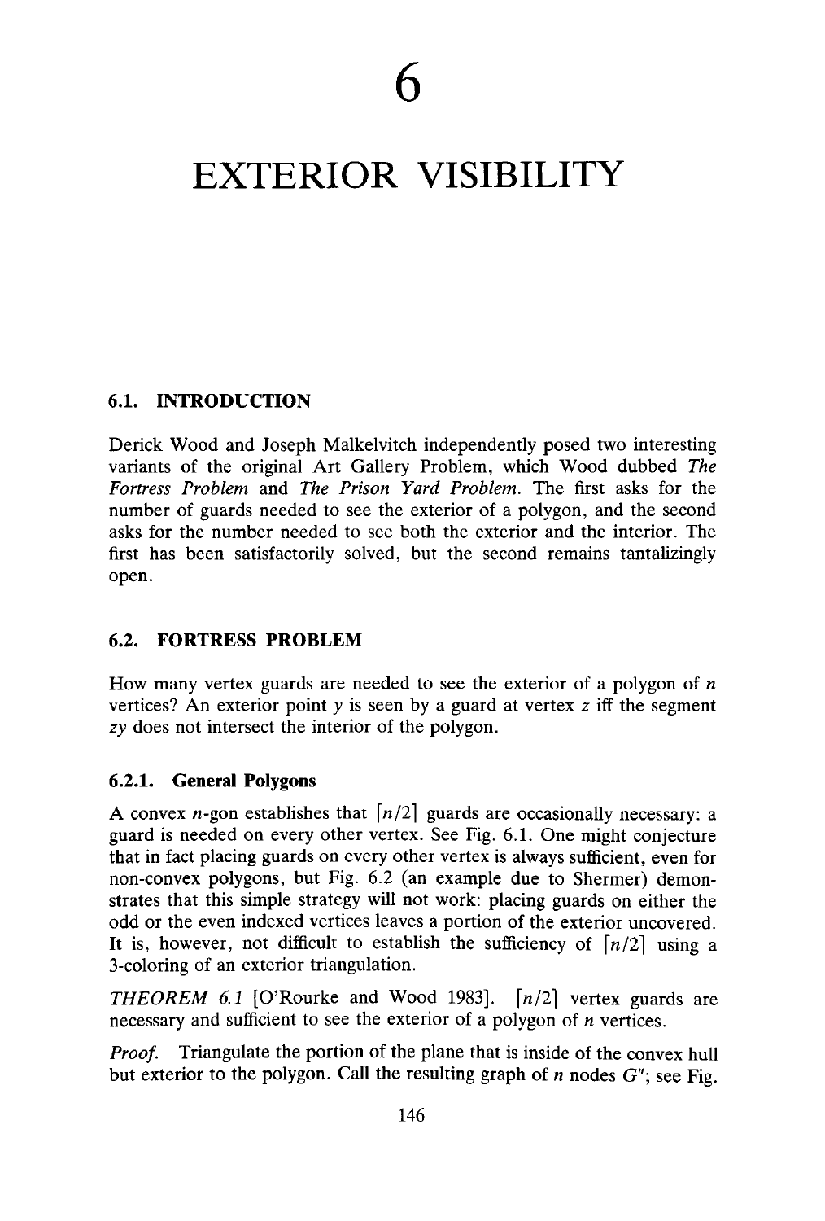# 6

# EXTERIOR VISIBILITY

## 6.1. INTRODUCTION

Derick Wood and Joseph Malkelvitch independently posed two interesting variants of the original Art Gallery Problem, which Wood dubbed *The Fortress Problem* and *The Prison Yard Problem.* The first asks for the number of guards needed to see the exterior of a polygon, and the second asks for the number needed to see both the exterior and the interior. The first has been satisfactorily solved, but the second remains tantalizingly open.

## 6.2. FORTRESS PROBLEM

How many vertex guards are needed to see the exterior of a polygon of $n$ vertices? An exterior point $y$ is seen by a guard at vertex $z$ iff the segment $zy$ does not intersect the interior of the polygon.

### 6.2.1. General Polygons

A convex $n$-gon establishes that $\lceil n/2 \rceil$ guards are occasionally necessary: a guard is needed on every other vertex. See Fig. 6.1. One might conjecture that in fact placing guards on every other vertex is always sufficient, even for non-convex polygons, but Fig. 6.2 (an example due to Shermer) demonstrates that this simple strategy will not work: placing guards on either the odd or the even indexed vertices leaves a portion of the exterior uncovered. It is, however, not difficult to establish the sufficiency of $\lceil n/2 \rceil$ using a 3-coloring of an exterior triangulation.

*THEOREM 6.1* [O'Rourke and Wood 1983]. $\lceil n/2 \rceil$ vertex guards are necessary and sufficient to see the exterior of a polygon of $n$ vertices.

*Proof.* Triangulate the portion of the plane that is inside of the convex hull but exterior to the polygon. Call the resulting graph of $n$ nodes $G''$; see Fig.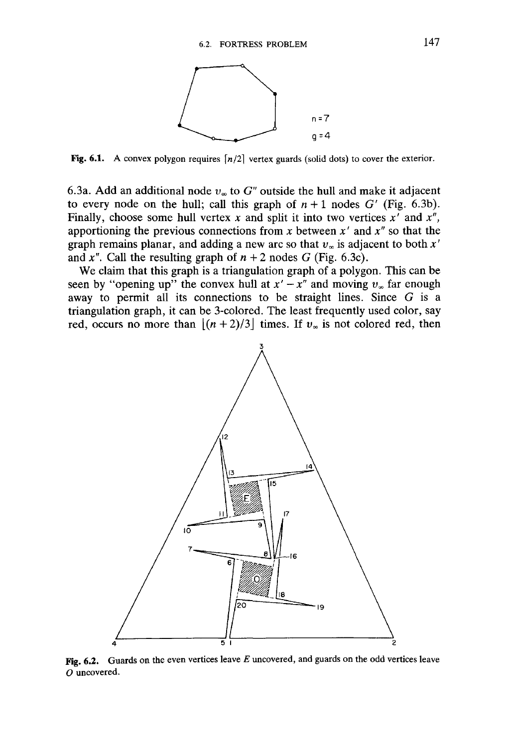Fig. 6.1. A convex polygon requires $\lceil n/2 \rceil$ vertex guards (solid dots) to cover the exterior.

6.3a. Add an additional node $v_\infty$ to $G''$ outside the hull and make it adjacent to every node on the hull; call this graph of $n+1$ nodes $G'$ (Fig. 6.3b). Finally, choose some hull vertex $x$ and split it into two vertices $x'$ and $x''$, apportioning the previous connections from $x$ between $x'$ and $x''$ so that the graph remains planar, and adding a new arc so that $v_\infty$ is adjacent to both $x'$ and $x''$. Call the resulting graph of $n+2$ nodes $G$ (Fig. 6.3c).

We claim that this graph is a triangulation graph of a polygon. This can be seen by "opening up" the convex hull at $x' - x''$ and moving $v_\infty$ far enough away to permit all its connections to be straight lines. Since $G$ is a triangulation graph, it can be 3-colored. The least frequently used color, say red, occurs no more than $\lfloor (n+2)/3 \rfloor$ times. If $v_\infty$ is not colored red, then

Fig. 6.2. Guards on the even vertices leave $E$ uncovered, and guards on the odd vertices leave $O$ uncovered.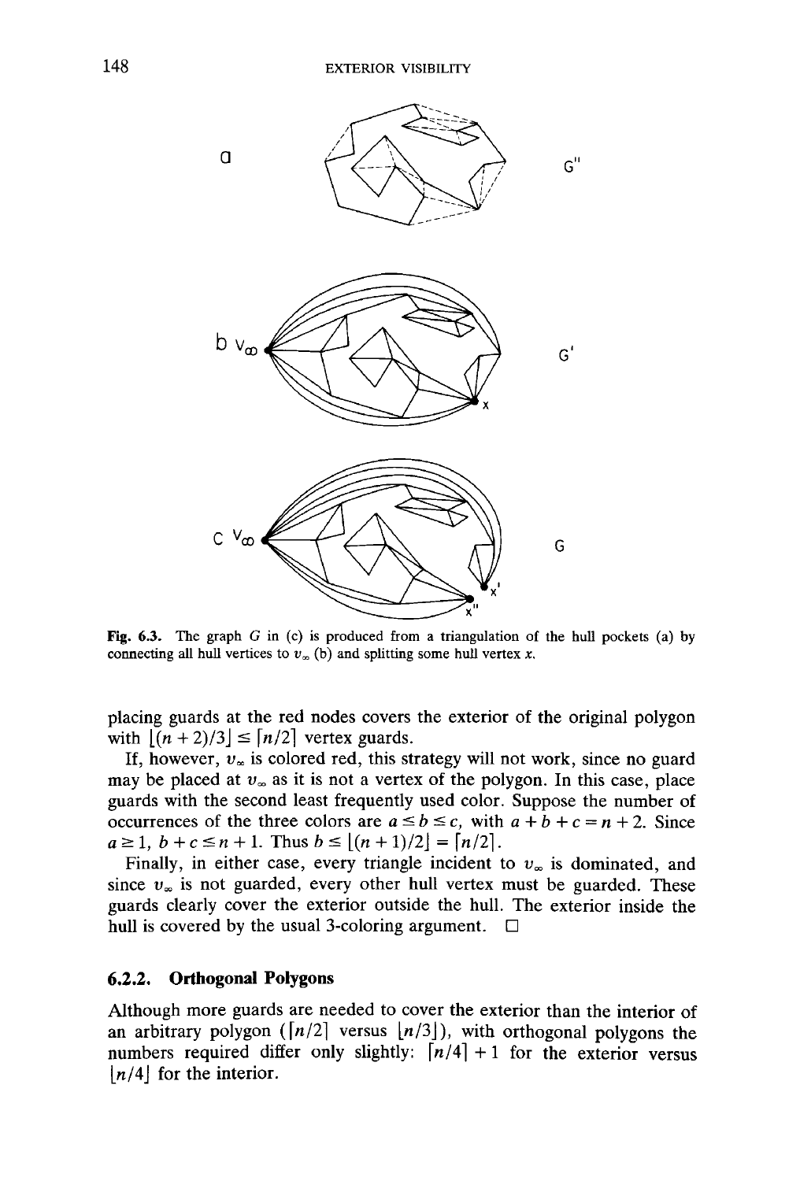Fig. 6.3. The graph $G$ in (c) is produced from a triangulation of the hull pockets (a) by connecting all hull vertices to $v_\infty$ (b) and splitting some hull vertex $x$.

placing guards at the red nodes covers the exterior of the original polygon with $\lfloor (n+2)/3 \rfloor \leq \lceil n/2 \rceil$ vertex guards.

If, however, $v_\infty$ is colored red, this strategy will not work, since no guard may be placed at $v_\infty$ as it is not a vertex of the polygon. In this case, place guards with the second least frequently used color. Suppose the number of occurrences of the three colors are $a \leq b \leq c$, with $a + b + c = n + 2$. Since $a \geq 1$, $b + c \leq n + 1$. Thus $b \leq \lfloor (n+1)/2 \rfloor = \lceil n/2 \rceil$.

Finally, in either case, every triangle incident to $v_\infty$ is dominated, and since $v_\infty$ is not guarded, every other hull vertex must be guarded. These guards clearly cover the exterior outside the hull. The exterior inside the hull is covered by the usual 3-coloring argument. □

### 6.2.2. Orthogonal Polygons

Although more guards are needed to cover the exterior than the interior of an arbitrary polygon ($\lceil n/2 \rceil$ versus $\lfloor n/3 \rfloor$), with orthogonal polygons the numbers required differ only slightly: $\lceil n/4 \rceil + 1$ for the exterior versus $\lfloor n/4 \rfloor$ for the interior.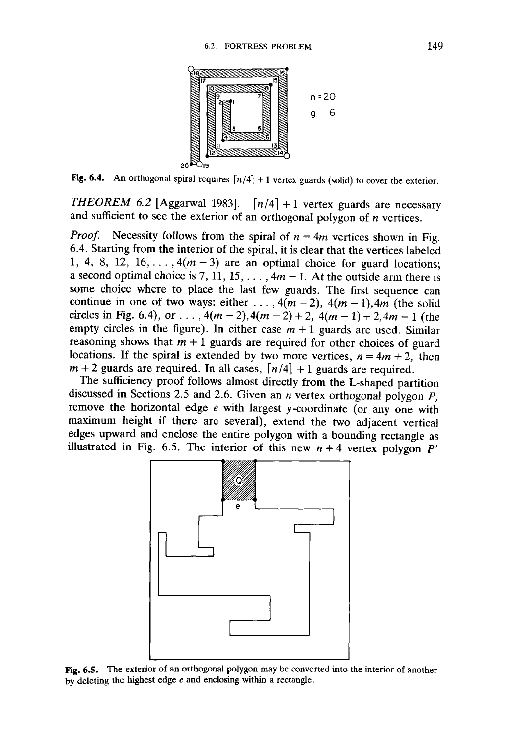Fig. 6.4. An orthogonal spiral requires $\lceil n/4 \rceil + 1$ vertex guards (solid) to cover the exterior.

*THEOREM 6.2* [Aggarwal 1983]. $\lceil n/4 \rceil + 1$ vertex guards are necessary and sufficient to see the exterior of an orthogonal polygon of $n$ vertices.

*Proof.* Necessity follows from the spiral of $n = 4m$ vertices shown in Fig. 6.4. Starting from the interior of the spiral, it is clear that the vertices labeled 1, 4, 8, 12, 16, ..., $4(m-3)$ are an optimal choice for guard locations; a second optimal choice is 7, 11, 15, ..., $4m - 1$. At the outside arm there is some choice where to place the last few guards. The first sequence can continue in one of two ways: either ..., $4(m-2)$, $4(m-1)$, $4m$ (the solid circles in Fig. 6.4), or ..., $4(m-2)$, $4(m-2)+2$, $4(m-1)+2$, $4m-1$ (the empty circles in the figure). In either case $m+1$ guards are used. Similar reasoning shows that $m+1$ guards are required for other choices of guard locations. If the spiral is extended by two more vertices, $n = 4m+2$, then $m+2$ guards are required. In all cases, $\lceil n/4 \rceil + 1$ guards are required.

The sufficiency proof follows almost directly from the L-shaped partition discussed in Sections 2.5 and 2.6. Given an $n$ vertex orthogonal polygon $P$, remove the horizontal edge $e$ with largest $y$-coordinate (or any one with maximum height if there are several), extend the two adjacent vertical edges upward and enclose the entire polygon with a bounding rectangle as illustrated in Fig. 6.5. The interior of this new $n+4$ vertex polygon $P'$

Fig. 6.5. The exterior of an orthogonal polygon may be converted into the interior of another by deleting the highest edge $e$ and enclosing within a rectangle.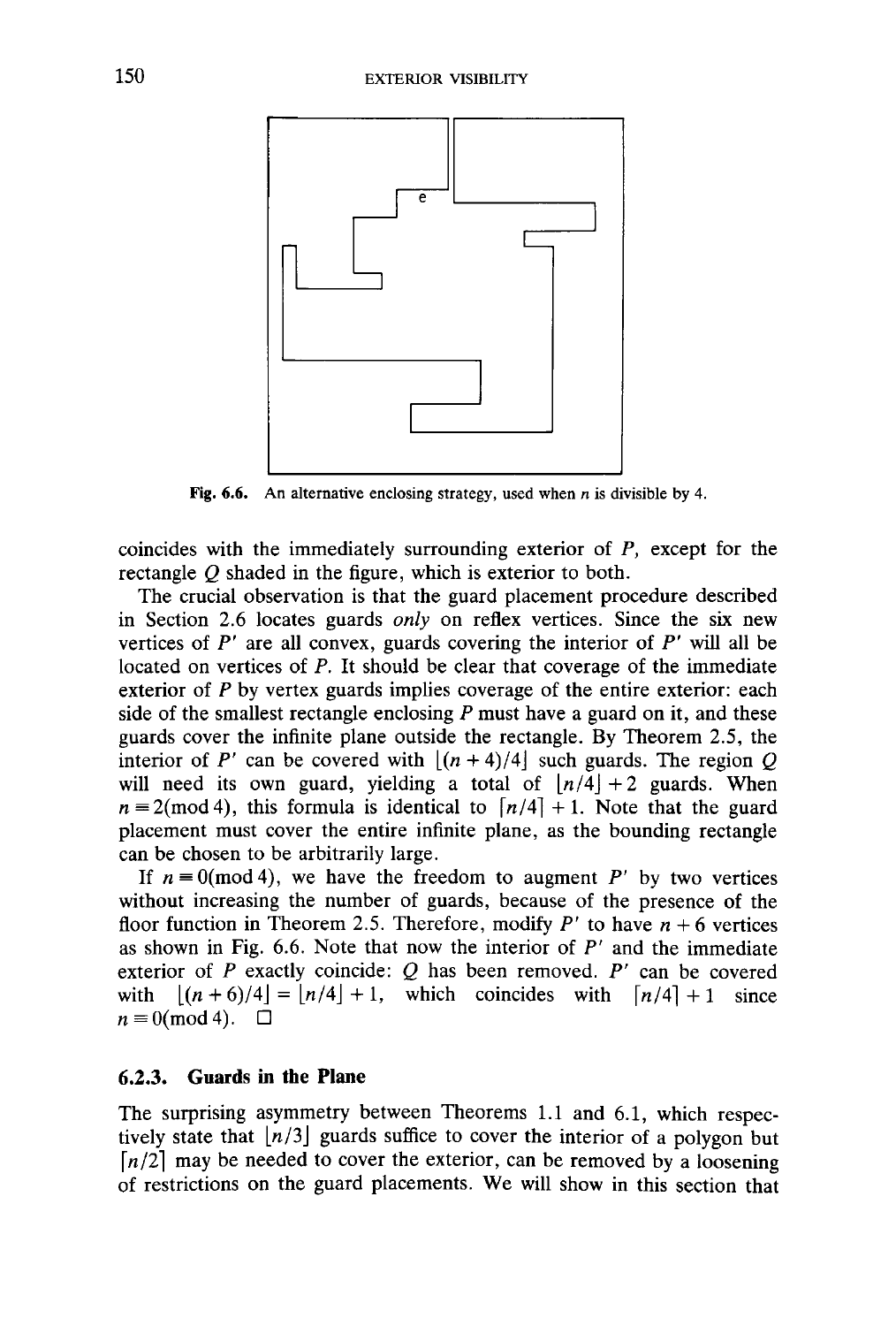Fig. 6.6. An alternative enclosing strategy, used when $n$ is divisible by 4.

coincides with the immediately surrounding exterior of $P$, except for the rectangle $Q$ shaded in the figure, which is exterior to both.

The crucial observation is that the guard placement procedure described in Section 2.6 locates guards *only* on reflex vertices. Since the six new vertices of $P'$ are all convex, guards covering the interior of $P'$ will all be located on vertices of $P$. It should be clear that coverage of the immediate exterior of $P$ by vertex guards implies coverage of the entire exterior: each side of the smallest rectangle enclosing $P$ must have a guard on it, and these guards cover the infinite plane outside the rectangle. By Theorem 2.5, the interior of $P'$ can be covered with $\lfloor (n+4)/4 \rfloor$ such guards. The region $Q$ will need its own guard, yielding a total of $\lfloor n/4 \rfloor + 2$ guards. When $n \equiv 2 (\bmod 4)$, this formula is identical to $\lceil n/4 \rceil + 1$. Note that the guard placement must cover the entire infinite plane, as the bounding rectangle can be chosen to be arbitrarily large.

If $n \equiv 0 (\bmod 4)$, we have the freedom to augment $P'$ by two vertices without increasing the number of guards, because of the presence of the floor function in Theorem 2.5. Therefore, modify $P'$ to have $n+6$ vertices as shown in Fig. 6.6. Note that now the interior of $P'$ and the immediate exterior of $P$ exactly coincide: $Q$ has been removed. $P'$ can be covered with $\lfloor (n+6)/4 \rfloor = \lfloor n/4 \rfloor + 1$, which coincides with $\lceil n/4 \rceil + 1$ since $n \equiv 0 (\bmod 4)$. □

### 6.2.3. Guards in the Plane

The surprising asymmetry between Theorems 1.1 and 6.1, which respectively state that $\lfloor n/3 \rfloor$ guards suffice to cover the interior of a polygon but $\lceil n/2 \rceil$ may be needed to cover the exterior, can be removed by a loosening of restrictions on the guard placements. We will show in this section that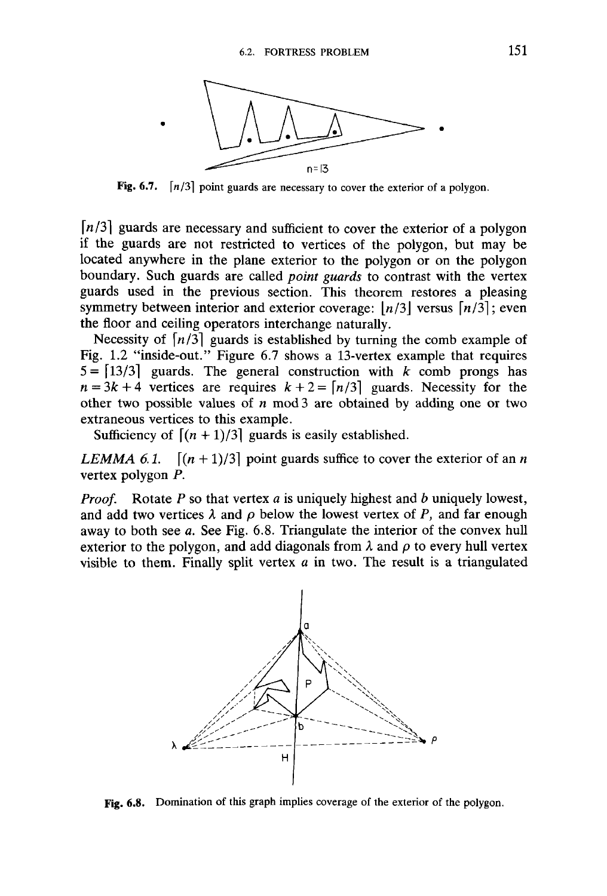Fig. 6.7. $\lceil n/3 \rceil$ point guards are necessary to cover the exterior of a polygon.

$\lceil n/3 \rceil$ guards are necessary and sufficient to cover the exterior of a polygon if the guards are not restricted to vertices of the polygon, but may be located anywhere in the plane exterior to the polygon or on the polygon boundary. Such guards are called *point guards* to contrast with the vertex guards used in the previous section. This theorem restores a pleasing symmetry between interior and exterior coverage: $\lfloor n/3 \rfloor$ versus $\lceil n/3 \rceil$; even the floor and ceiling operators interchange naturally.

Necessity of $\lceil n/3 \rceil$ guards is established by turning the comb example of Fig. 1.2 "inside-out." Figure 6.7 shows a 13-vertex example that requires $5 = \lceil 13/3 \rceil$ guards. The general construction with $k$ comb prongs has $n = 3k + 4$ vertices are requires $k + 2 = \lceil n/3 \rceil$ guards. Necessity for the other two possible values of $n \bmod 3$ are obtained by adding one or two extraneous vertices to this example.

Sufficiency of $\lceil (n+1)/3 \rceil$ guards is easily established.

*LEMMA 6.1.* $\lceil (n+1)/3 \rceil$ point guards suffice to cover the exterior of an $n$ vertex polygon $P$.

*Proof.* Rotate $P$ so that vertex $a$ is uniquely highest and $b$ uniquely lowest, and add two vertices $\lambda$ and $\rho$ below the lowest vertex of $P$, and far enough away to both see $a$. See Fig. 6.8. Triangulate the interior of the convex hull exterior to the polygon, and add diagonals from $\lambda$ and $\rho$ to every hull vertex visible to them. Finally split vertex $a$ in two. The result is a triangulated

Fig. 6.8. Domination of this graph implies coverage of the exterior of the polygon.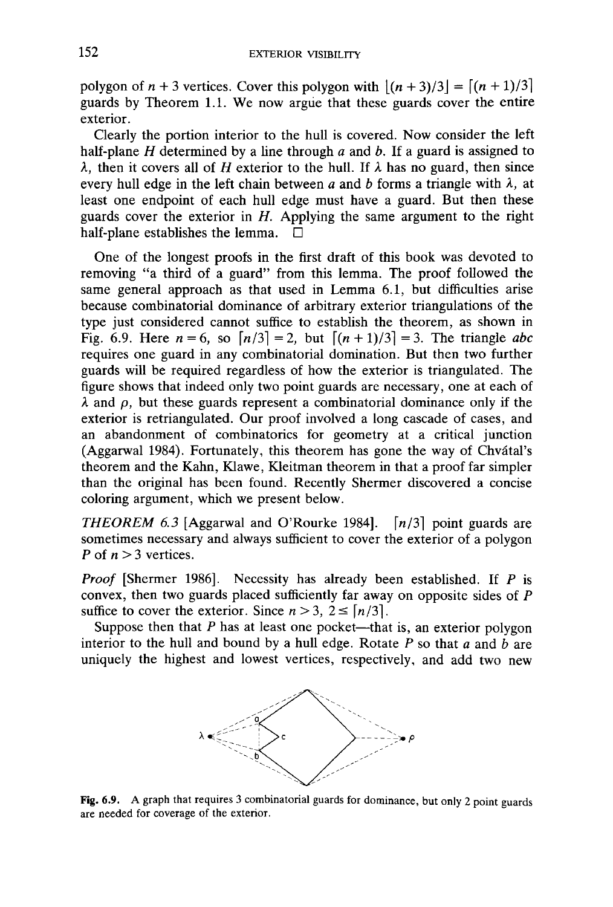polygon of $n + 3$ vertices. Cover this polygon with $\lfloor (n+3)/3 \rfloor = \lceil (n+1)/3 \rceil$ guards by Theorem 1.1. We now argue that these guards cover the entire exterior.

Clearly the portion interior to the hull is covered. Now consider the left half-plane $H$ determined by a line through $a$ and $b$. If a guard is assigned to $\lambda$, then it covers all of $H$ exterior to the hull. If $\lambda$ has no guard, then since every hull edge in the left chain between $a$ and $b$ forms a triangle with $\lambda$, at least one endpoint of each hull edge must have a guard. But then these guards cover the exterior in $H$. Applying the same argument to the right half-plane establishes the lemma. □

One of the longest proofs in the first draft of this book was devoted to removing "a third of a guard" from this lemma. The proof followed the same general approach as that used in Lemma 6.1, but difficulties arise because combinatorial dominance of arbitrary exterior triangulations of the type just considered cannot suffice to establish the theorem, as shown in Fig. 6.9. Here $n = 6$, so $\lceil n/3 \rceil = 2$, but $\lceil (n+1)/3 \rceil = 3$. The triangle $abc$ requires one guard in any combinatorial domination. But then two further guards will be required regardless of how the exterior is triangulated. The figure shows that indeed only two point guards are necessary, one at each of $\lambda$ and $\rho$, but these guards represent a combinatorial dominance only if the exterior is retriangulated. Our proof involved a long cascade of cases, and an abandonment of combinatorics for geometry at a critical junction (Aggarwal 1984). Fortunately, this theorem has gone the way of Chvátal's theorem and the Kahn, Klawe, Kleitman theorem in that a proof far simpler than the original has been found. Recently Shermer discovered a concise coloring argument, which we present below.

*THEOREM 6.3* [Aggarwal and O'Rourke 1984]. $\lceil n/3 \rceil$ point guards are sometimes necessary and always sufficient to cover the exterior of a polygon $P$ of $n > 3$ vertices.

*Proof* [Shermer 1986]. Necessity has already been established. If $P$ is convex, then two guards placed sufficiently far away on opposite sides of $P$ suffice to cover the exterior. Since $n > 3$, $2 \leq \lceil n/3 \rceil$.

Suppose then that $P$ has at least one pocket—that is, an exterior polygon interior to the hull and bound by a hull edge. Rotate $P$ so that $a$ and $b$ are uniquely the highest and lowest vertices, respectively, and add two new

**Fig. 6.9.** A graph that requires 3 combinatorial guards for dominance, but only 2 point guards are needed for coverage of the exterior.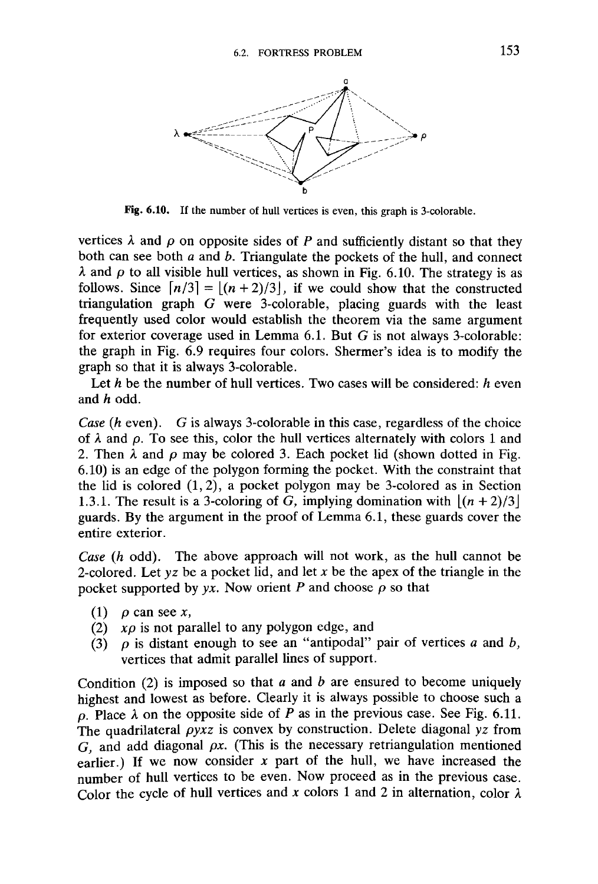**Fig. 6.10.** If the number of hull vertices is even, this graph is 3-colorable.

vertices $\lambda$ and $\rho$ on opposite sides of $P$ and sufficiently distant so that they both can see both $a$ and $b$. Triangulate the pockets of the hull, and connect $\lambda$ and $\rho$ to all visible hull vertices, as shown in Fig. 6.10. The strategy is as follows. Since $\lceil n/3 \rceil = \lfloor (n+2)/3 \rfloor$, if we could show that the constructed triangulation graph $G$ were 3-colorable, placing guards with the least frequently used color would establish the theorem via the same argument for exterior coverage used in Lemma 6.1. But $G$ is not always 3-colorable: the graph in Fig. 6.9 requires four colors. Shermer's idea is to modify the graph so that it is always 3-colorable.

Let $h$ be the number of hull vertices. Two cases will be considered: $h$ even and $h$ odd.

*Case* ($h$ even). $G$ is always 3-colorable in this case, regardless of the choice of $\lambda$ and $\rho$. To see this, color the hull vertices alternately with colors 1 and 2. Then $\lambda$ and $\rho$ may be colored 3. Each pocket lid (shown dotted in Fig. 6.10) is an edge of the polygon forming the pocket. With the constraint that the lid is colored $(1, 2)$, a pocket polygon may be 3-colored as in Section 1.3.1. The result is a 3-coloring of $G$, implying domination with $\lfloor (n+2)/3 \rfloor$ guards. By the argument in the proof of Lemma 6.1, these guards cover the entire exterior.

*Case* ($h$ odd). The above approach will not work, as the hull cannot be 2-colored. Let $yz$ be a pocket lid, and let $x$ be the apex of the triangle in the pocket supported by $yx$. Now orient $P$ and choose $\rho$ so that

1. $\rho$ can see $x$,
2. $x\rho$ is not parallel to any polygon edge, and
3. $\rho$ is distant enough to see an "antipodal" pair of vertices $a$ and $b$, vertices that admit parallel lines of support.

Condition (2) is imposed so that $a$ and $b$ are ensured to become uniquely highest and lowest as before. Clearly it is always possible to choose such a $\rho$. Place $\lambda$ on the opposite side of $P$ as in the previous case. See Fig. 6.11. The quadrilateral $\rho yxz$ is convex by construction. Delete diagonal $yz$ from $G$, and add diagonal $\rho x$. (This is the necessary retriangulation mentioned earlier.) If we now consider $x$ part of the hull, we have increased the number of hull vertices to be even. Now proceed as in the previous case. Color the cycle of hull vertices and $x$ colors 1 and 2 in alternation, color $\lambda$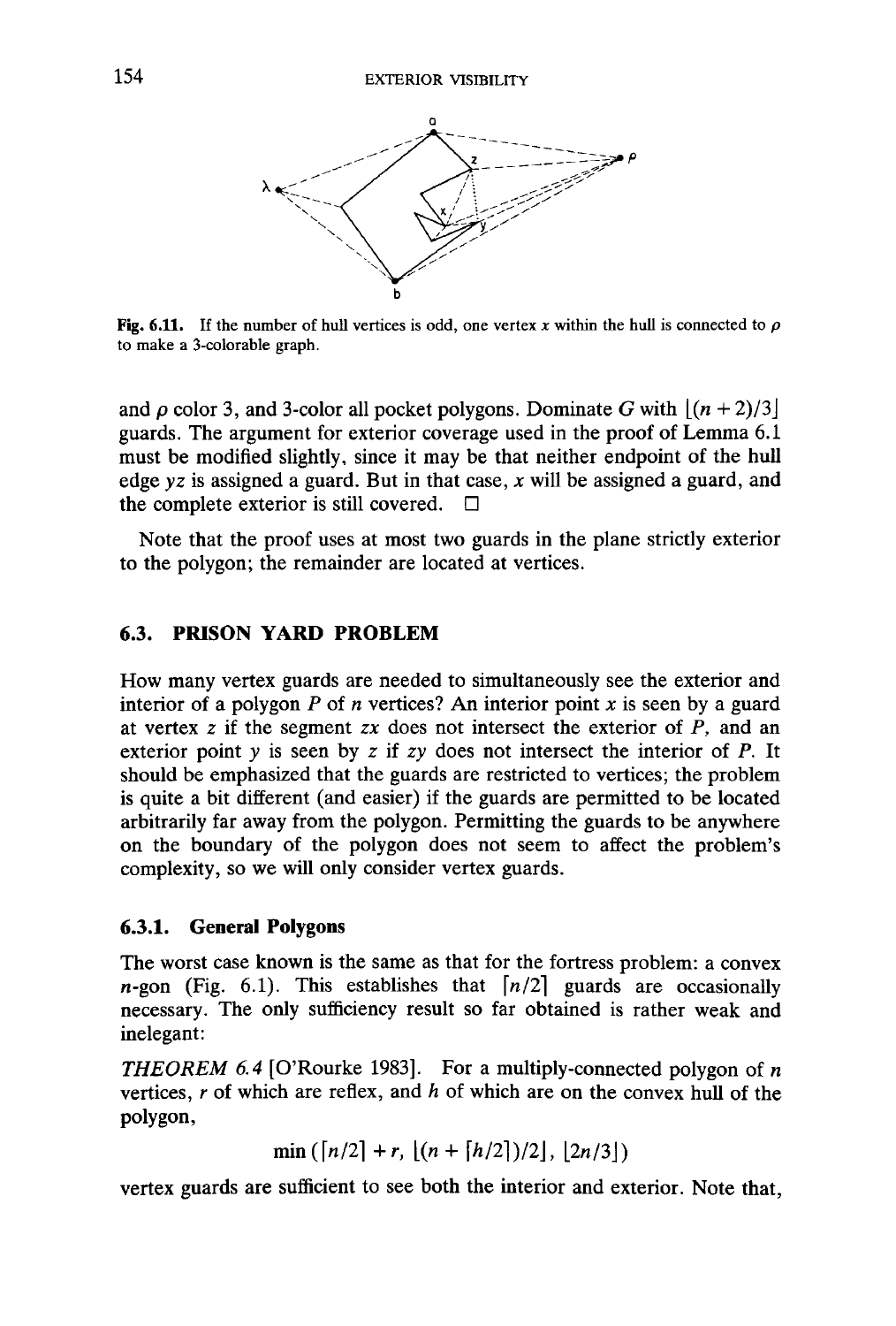Fig. 6.11. If the number of hull vertices is odd, one vertex $x$ within the hull is connected to $\rho$ to make a 3-colorable graph.

and $\rho$ color 3, and 3-color all pocket polygons. Dominate $G$ with $\lfloor (n+2)/3 \rfloor$ guards. The argument for exterior coverage used in the proof of Lemma 6.1 must be modified slightly, since it may be that neither endpoint of the hull edge $yz$ is assigned a guard. But in that case, $x$ will be assigned a guard, and the complete exterior is still covered. □

Note that the proof uses at most two guards in the plane strictly exterior to the polygon; the remainder are located at vertices.

## 6.3. PRISON YARD PROBLEM

How many vertex guards are needed to simultaneously see the exterior and interior of a polygon $P$ of $n$ vertices? An interior point $x$ is seen by a guard at vertex $z$ if the segment $zx$ does not intersect the exterior of $P$, and an exterior point $y$ is seen by $z$ if $zy$ does not intersect the interior of $P$. It should be emphasized that the guards are restricted to vertices; the problem is quite a bit different (and easier) if the guards are permitted to be located arbitrarily far away from the polygon. Permitting the guards to be anywhere on the boundary of the polygon does not seem to affect the problem's complexity, so we will only consider vertex guards.

### 6.3.1. General Polygons

The worst case known is the same as that for the fortress problem: a convex $n$-gon (Fig. 6.1). This establishes that $\lceil n/2 \rceil$ guards are occasionally necessary. The only sufficiency result so far obtained is rather weak and inelegant:

*THEOREM 6.4* [O'Rourke 1983]. For a multiply-connected polygon of $n$ vertices, $r$ of which are reflex, and $h$ of which are on the convex hull of the polygon,

$$\min(\lceil n/2 \rceil + r, \lfloor (n + \lceil h/2 \rceil)/2 \rfloor, \lfloor 2n/3 \rfloor)$$

vertex guards are sufficient to see both the interior and exterior. Note that,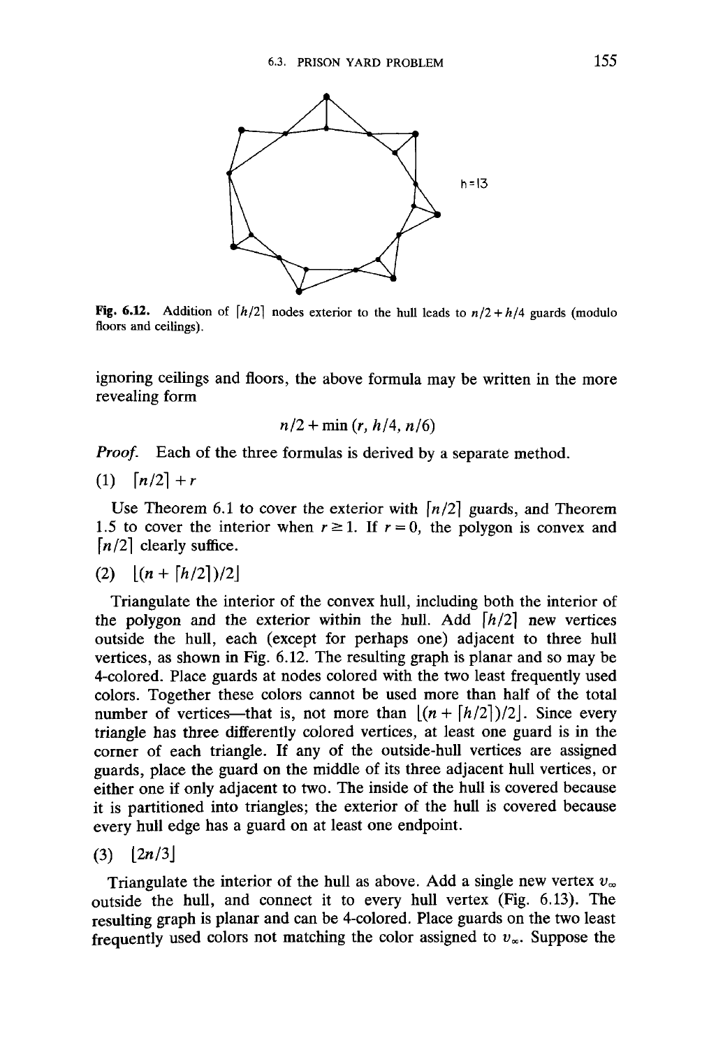Fig. 6.12. Addition of $\lceil h/2 \rceil$ nodes exterior to the hull leads to $n/2 + h/4$ guards (modulo floors and ceilings).

ignoring ceilings and floors, the above formula may be written in the more revealing form

$$n/2 + \min(r, h/4, n/6)$$

*Proof.* Each of the three formulas is derived by a separate method.

(1) $\lceil n/2 \rceil + r$

Use Theorem 6.1 to cover the exterior with $\lceil n/2 \rceil$ guards, and Theorem 1.5 to cover the interior when $r \geq 1$. If $r = 0$, the polygon is convex and $\lceil n/2 \rceil$ clearly suffice.

(2) $\lfloor (n + \lceil h/2 \rceil)/2 \rfloor$

Triangulate the interior of the convex hull, including both the interior of the polygon and the exterior within the hull. Add $\lceil h/2 \rceil$ new vertices outside the hull, each (except for perhaps one) adjacent to three hull vertices, as shown in Fig. 6.12. The resulting graph is planar and so may be 4-colored. Place guards at nodes colored with the two least frequently used colors. Together these colors cannot be used more than half of the total number of vertices—that is, not more than $\lfloor (n + \lceil h/2 \rceil)/2 \rfloor$. Since every triangle has three differently colored vertices, at least one guard is in the corner of each triangle. If any of the outside-hull vertices are assigned guards, place the guard on the middle of its three adjacent hull vertices, or either one if only adjacent to two. The inside of the hull is covered because it is partitioned into triangles; the exterior of the hull is covered because every hull edge has a guard on at least one endpoint.

(3) $\lfloor 2n/3 \rfloor$

Triangulate the interior of the hull as above. Add a single new vertex $v_\infty$ outside the hull, and connect it to every hull vertex (Fig. 6.13). The resulting graph is planar and can be 4-colored. Place guards on the two least frequently used colors not matching the color assigned to $v_\infty$. Suppose the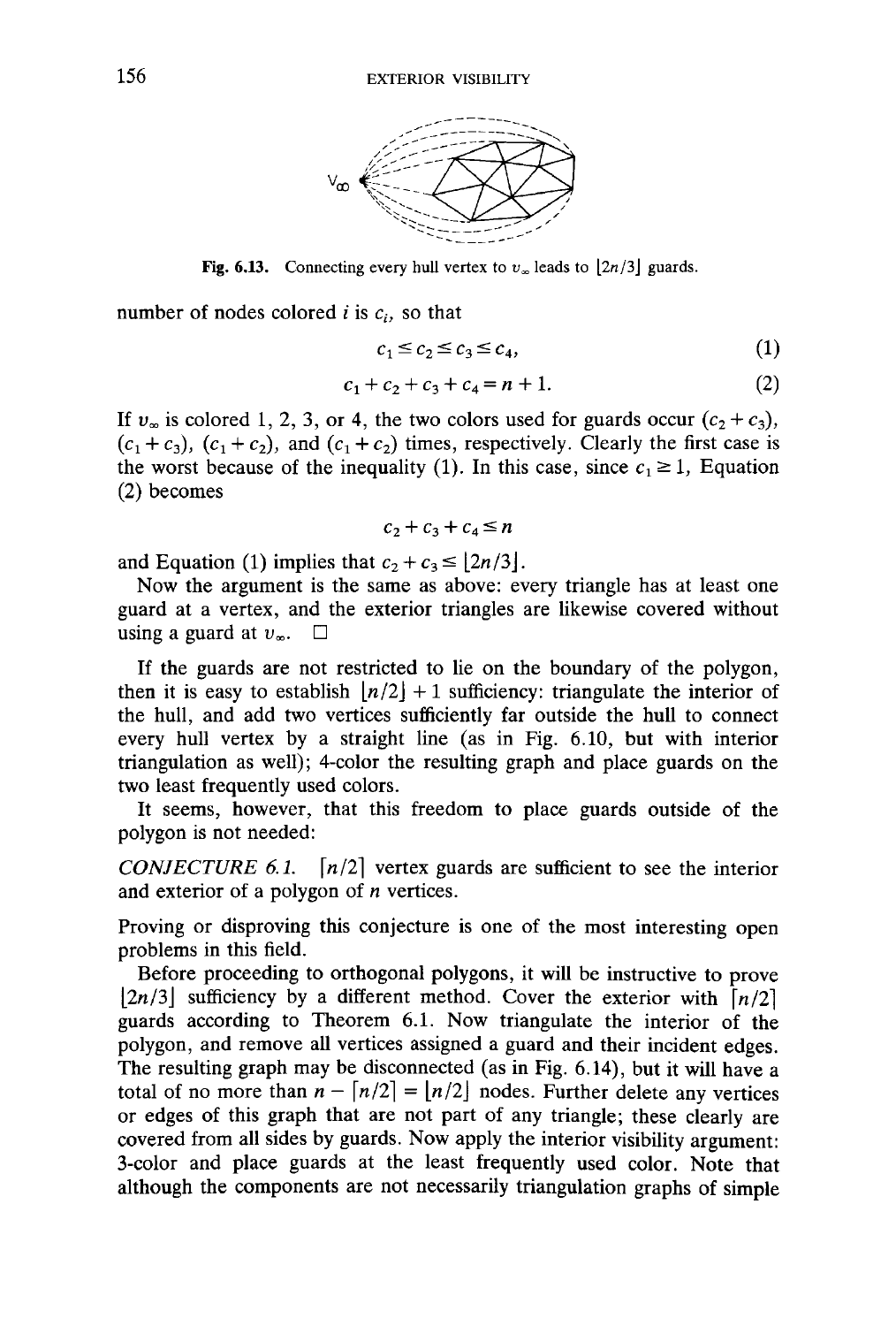Fig. 6.13. Connecting every hull vertex to $v_\infty$ leads to $\lfloor 2n/3 \rfloor$ guards.

number of nodes colored $i$ is $c_i$, so that

$$c_1 \leq c_2 \leq c_3 \leq c_4, \tag{1}$$

$$c_1 + c_2 + c_3 + c_4 = n + 1. \tag{2}$$

If $v_\infty$ is colored 1, 2, 3, or 4, the two colors used for guards occur $(c_2 + c_3)$, $(c_1 + c_3)$, $(c_1 + c_2)$, and $(c_1 + c_2)$ times, respectively. Clearly the first case is the worst because of the inequality (1). In this case, since $c_1 \geq 1$, Equation (2) becomes

$$c_2 + c_3 + c_4 \leq n$$

and Equation (1) implies that $c_2 + c_3 \leq \lfloor 2n/3 \rfloor$.

Now the argument is the same as above: every triangle has at least one guard at a vertex, and the exterior triangles are likewise covered without using a guard at $v_\infty$. □

If the guards are not restricted to lie on the boundary of the polygon, then it is easy to establish $\lfloor n/2 \rfloor + 1$ sufficiency: triangulate the interior of the hull, and add two vertices sufficiently far outside the hull to connect every hull vertex by a straight line (as in Fig. 6.10, but with interior triangulation as well); 4-color the resulting graph and place guards on the two least frequently used colors.

It seems, however, that this freedom to place guards outside of the polygon is not needed:

*CONJECTURE 6.1.* $\lceil n/2 \rceil$ vertex guards are sufficient to see the interior and exterior of a polygon of $n$ vertices.

Proving or disproving this conjecture is one of the most interesting open problems in this field.

Before proceeding to orthogonal polygons, it will be instructive to prove $\lfloor 2n/3 \rfloor$ sufficiency by a different method. Cover the exterior with $\lceil n/2 \rceil$ guards according to Theorem 6.1. Now triangulate the interior of the polygon, and remove all vertices assigned a guard and their incident edges. The resulting graph may be disconnected (as in Fig. 6.14), but it will have a total of no more than $n - \lceil n/2 \rceil = \lfloor n/2 \rfloor$ nodes. Further delete any vertices or edges of this graph that are not part of any triangle; these clearly are covered from all sides by guards. Now apply the interior visibility argument: 3-color and place guards at the least frequently used color. Note that although the components are not necessarily triangulation graphs of simple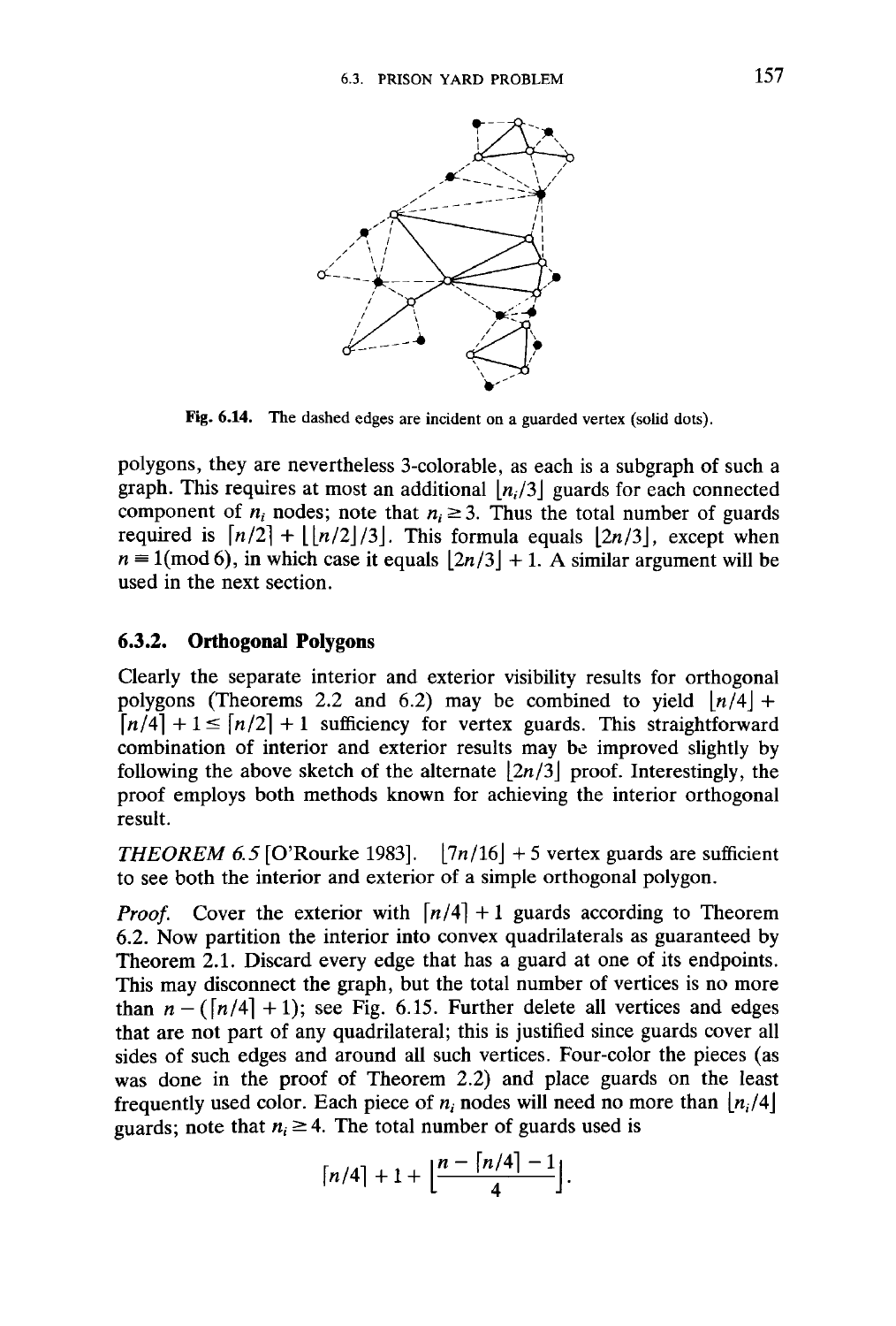Fig. 6.14. The dashed edges are incident on a guarded vertex (solid dots).

polygons, they are nevertheless 3-colorable, as each is a subgraph of such a graph. This requires at most an additional $\lfloor n_i/3 \rfloor$ guards for each connected component of $n_i$ nodes; note that $n_i \geq 3$. Thus the total number of guards required is $\lceil n/2 \rceil + \lfloor \lfloor n/2 \rfloor /3 \rfloor$. This formula equals $\lfloor 2n/3 \rfloor$, except when $n \equiv 1 (\text{mod } 6)$, in which case it equals $\lfloor 2n/3 \rfloor + 1$. A similar argument will be used in the next section.

### 6.3.2. Orthogonal Polygons

Clearly the separate interior and exterior visibility results for orthogonal polygons (Theorems 2.2 and 6.2) may be combined to yield $\lfloor n/4 \rfloor + \lceil n/4 \rceil + 1 \leq \lceil n/2 \rceil + 1$ sufficiency for vertex guards. This straightforward combination of interior and exterior results may be improved slightly by following the above sketch of the alternate $\lfloor 2n/3 \rfloor$ proof. Interestingly, the proof employs both methods known for achieving the interior orthogonal result.

*THEOREM 6.5* [O'Rourke 1983]. $\lfloor 7n/16 \rfloor + 5$ vertex guards are sufficient to see both the interior and exterior of a simple orthogonal polygon.

*Proof.* Cover the exterior with $\lceil n/4 \rceil + 1$ guards according to Theorem 6.2. Now partition the interior into convex quadrilaterals as guaranteed by Theorem 2.1. Discard every edge that has a guard at one of its endpoints. This may disconnect the graph, but the total number of vertices is no more than $n - (\lceil n/4 \rceil + 1)$; see Fig. 6.15. Further delete all vertices and edges that are not part of any quadrilateral; this is justified since guards cover all sides of such edges and around all such vertices. Four-color the pieces (as was done in the proof of Theorem 2.2) and place guards on the least frequently used color. Each piece of $n_i$ nodes will need no more than $\lfloor n_i/4 \rfloor$ guards; note that $n_i \geq 4$. The total number of guards used is

$$\lceil n/4 \rceil + 1 + \left\lfloor \frac{n - \lceil n/4 \rceil - 1}{4} \right\rfloor.$$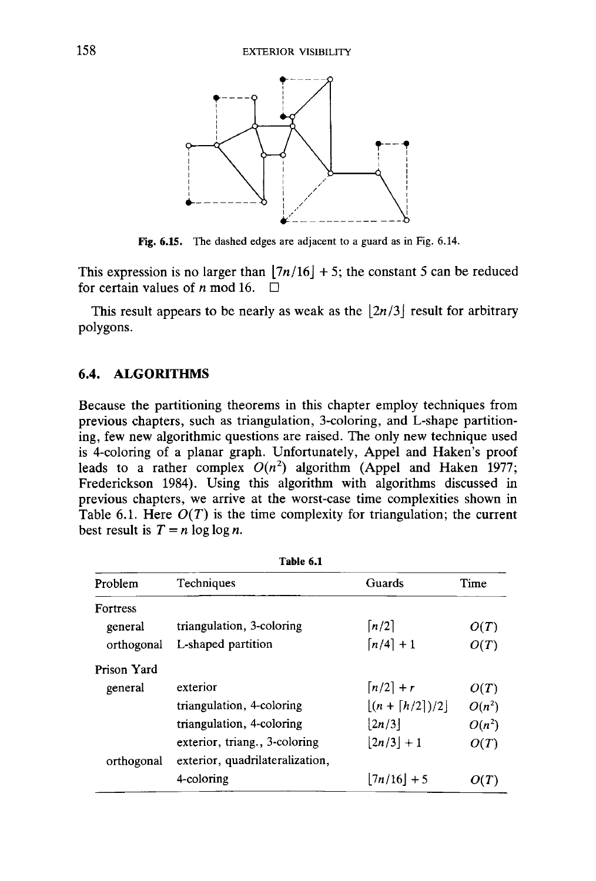Fig. 6.15. The dashed edges are adjacent to a guard as in Fig. 6.14.

This expression is no larger than $\lfloor 7n/16 \rfloor + 5$; the constant 5 can be reduced for certain values of $n \bmod 16$. □

This result appears to be nearly as weak as the $\lfloor 2n/3 \rfloor$ result for arbitrary polygons.

## 6.4. ALGORITHMS

Because the partitioning theorems in this chapter employ techniques from previous chapters, such as triangulation, 3-coloring, and L-shape partitioning, few new algorithmic questions are raised. The only new technique used is 4-coloring of a planar graph. Unfortunately, Appel and Haken's proof leads to a rather complex $O(n^2)$ algorithm (Appel and Haken 1977; Frederickson 1984). Using this algorithm with algorithms discussed in previous chapters, we arrive at the worst-case time complexities shown in Table 6.1. Here $O(T)$ is the time complexity for triangulation; the current best result is $T = n \log \log n$.

**Table 6.1**

| Problem | Techniques | Guards | Time |
|---|---|---|---|
| Fortress | | | |
| general | triangulation, 3-coloring | $\lceil n/2 \rceil$ | $O(T)$ |
| orthogonal | L-shaped partition | $\lceil n/4 \rceil + 1$ | $O(T)$ |
| Prison Yard | | | |
| general | exterior | $\lceil n/2 \rceil + r$ | $O(T)$ |
| | triangulation, 4-coloring | $\lfloor (n + \lceil h/2 \rceil)/2 \rfloor$ | $O(n^2)$ |
| | triangulation, 4-coloring | $\lfloor 2n/3 \rfloor$ | $O(n^2)$ |
| | exterior, triang., 3-coloring | $\lfloor 2n/3 \rfloor + 1$ | $O(T)$ |
| orthogonal | exterior, quadrilateralization, 4-coloring | $\lfloor 7n/16 \rfloor + 5$ | $O(T)$ |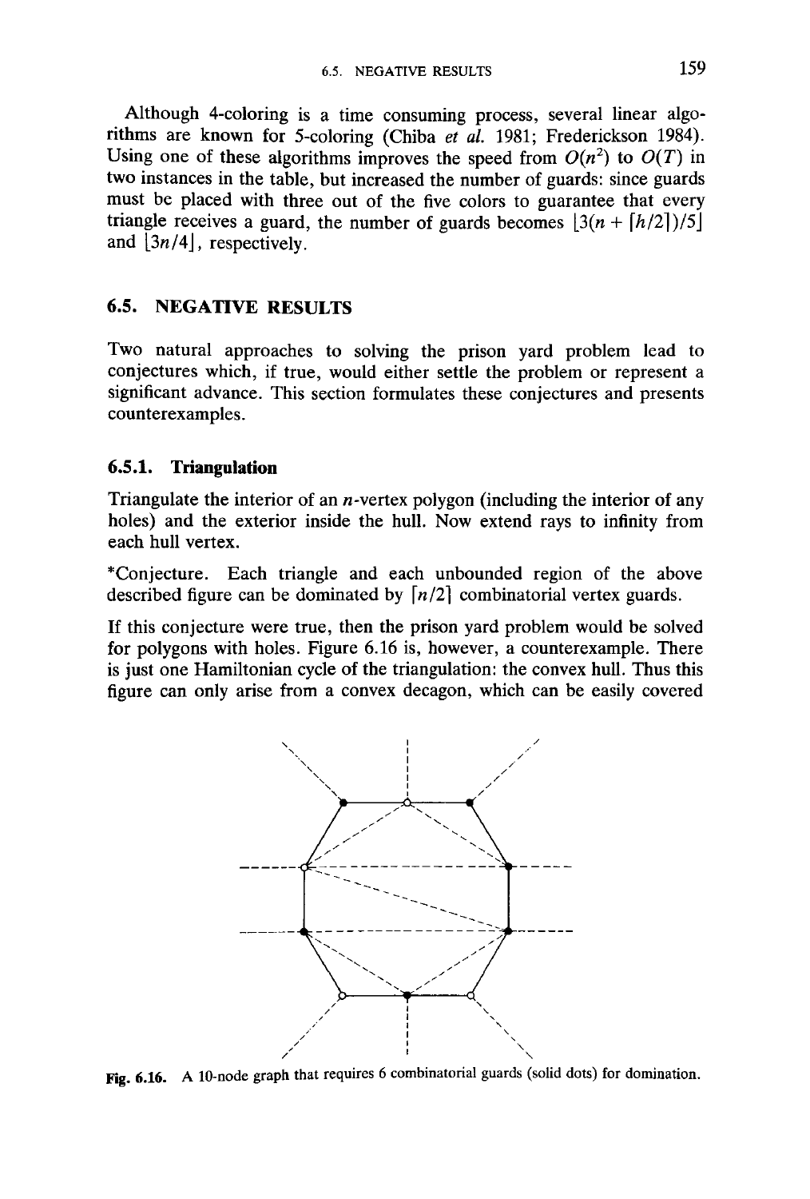Although 4-coloring is a time consuming process, several linear algorithms are known for 5-coloring (Chiba *et al.* 1981; Frederickson 1984). Using one of these algorithms improves the speed from $O(n^2)$ to $O(T)$ in two instances in the table, but increased the number of guards: since guards must be placed with three out of the five colors to guarantee that every triangle receives a guard, the number of guards becomes $\lfloor 3(n + \lceil h/2 \rceil)/5 \rfloor$ and $\lfloor 3n/4 \rfloor$, respectively.

## 6.5. NEGATIVE RESULTS

Two natural approaches to solving the prison yard problem lead to conjectures which, if true, would either settle the problem or represent a significant advance. This section formulates these conjectures and presents counterexamples.

### 6.5.1. Triangulation

Triangulate the interior of an $n$-vertex polygon (including the interior of any holes) and the exterior inside the hull. Now extend rays to infinity from each hull vertex.

*Conjecture. Each triangle and each unbounded region of the above described figure can be dominated by $\lceil n/2 \rceil$ combinatorial vertex guards.

If this conjecture were true, then the prison yard problem would be solved for polygons with holes. Figure 6.16 is, however, a counterexample. There is just one Hamiltonian cycle of the triangulation: the convex hull. Thus this figure can only arise from a convex decagon, which can be easily covered

Fig. 6.16. A 10-node graph that requires 6 combinatorial guards (solid dots) for domination.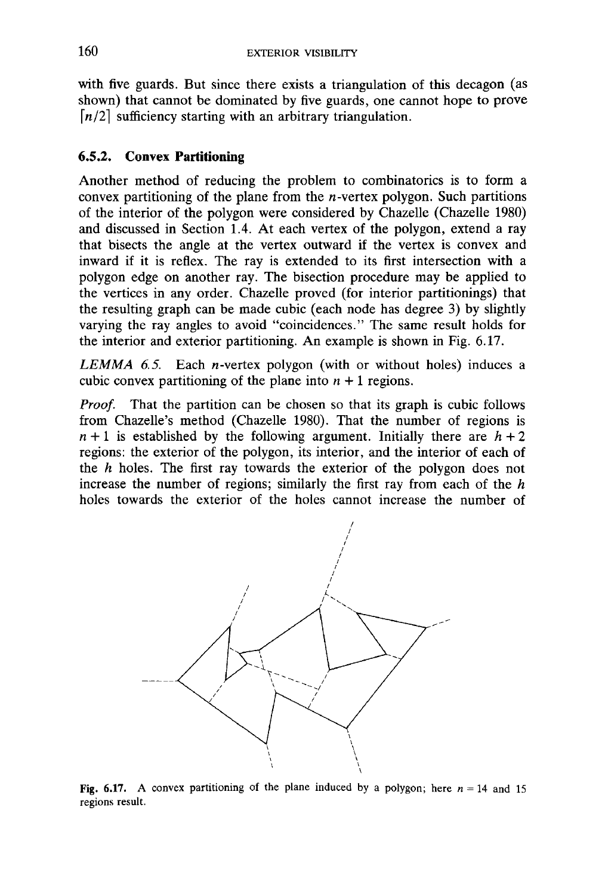with five guards. But since there exists a triangulation of this decagon (as shown) that cannot be dominated by five guards, one cannot hope to prove $\lceil n/2 \rceil$ sufficiency starting with an arbitrary triangulation.

### 6.5.2. Convex Partitioning

Another method of reducing the problem to combinatorics is to form a convex partitioning of the plane from the $n$-vertex polygon. Such partitions of the interior of the polygon were considered by Chazelle (Chazelle 1980) and discussed in Section 1.4. At each vertex of the polygon, extend a ray that bisects the angle at the vertex outward if the vertex is convex and inward if it is reflex. The ray is extended to its first intersection with a polygon edge on another ray. The bisection procedure may be applied to the vertices in any order. Chazelle proved (for interior partitionings) that the resulting graph can be made cubic (each node has degree 3) by slightly varying the ray angles to avoid "coincidences." The same result holds for the interior and exterior partitioning. An example is shown in Fig. 6.17.

*LEMMA 6.5.* Each $n$-vertex polygon (with or without holes) induces a cubic convex partitioning of the plane into $n + 1$ regions.

*Proof.* That the partition can be chosen so that its graph is cubic follows from Chazelle's method (Chazelle 1980). That the number of regions is $n + 1$ is established by the following argument. Initially there are $h + 2$ regions: the exterior of the polygon, its interior, and the interior of each of the $h$ holes. The first ray towards the exterior of the polygon does not increase the number of regions; similarly the first ray from each of the $h$ holes towards the exterior of the holes cannot increase the number of

**Fig. 6.17.** A convex partitioning of the plane induced by a polygon; here $n = 14$ and 15 regions result.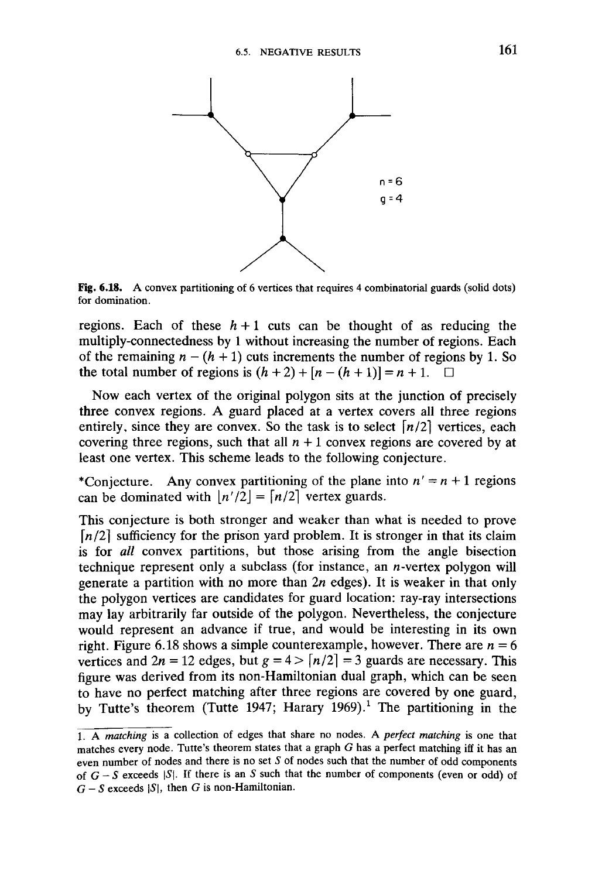Fig. 6.18. A convex partitioning of 6 vertices that requires 4 combinatorial guards (solid dots) for domination.

regions. Each of these $h+1$ cuts can be thought of as reducing the multiply-connectedness by 1 without increasing the number of regions. Each of the remaining $n-(h+1)$ cuts increments the number of regions by 1. So the total number of regions is $(h+2)+[n-(h+1)]=n+1$. □

Now each vertex of the original polygon sits at the junction of precisely three convex regions. A guard placed at a vertex covers all three regions entirely, since they are convex. So the task is to select $\lceil n/2 \rceil$ vertices, each covering three regions, such that all $n+1$ convex regions are covered by at least one vertex. This scheme leads to the following conjecture.

*Conjecture. Any convex partitioning of the plane into $n' = n+1$ regions can be dominated with $\lfloor n'/2 \rfloor = \lceil n/2 \rceil$ vertex guards.

This conjecture is both stronger and weaker than what is needed to prove $\lceil n/2 \rceil$ sufficiency for the prison yard problem. It is stronger in that its claim is for *all* convex partitions, but those arising from the angle bisection technique represent only a subclass (for instance, an $n$-vertex polygon will generate a partition with no more than $2n$ edges). It is weaker in that only the polygon vertices are candidates for guard location: ray-ray intersections may lay arbitrarily far outside of the polygon. Nevertheless, the conjecture would represent an advance if true, and would be interesting in its own right. Figure 6.18 shows a simple counterexample, however. There are $n=6$ vertices and $2n=12$ edges, but $g=4>\lceil n/2 \rceil = 3$ guards are necessary. This figure was derived from its non-Hamiltonian dual graph, which can be seen to have no perfect matching after three regions are covered by one guard, by Tutte's theorem (Tutte 1947; Harary 1969).[1] The partitioning in the

---

1. A *matching* is a collection of edges that share no nodes. A *perfect matching* is one that matches every node. Tutte's theorem states that a graph $G$ has a perfect matching iff it has an even number of nodes and there is no set $S$ of nodes such that the number of odd components of $G-S$ exceeds $|S|$. If there is an $S$ such that the number of components (even or odd) of $G-S$ exceeds $|S|$, then $G$ is non-Hamiltonian.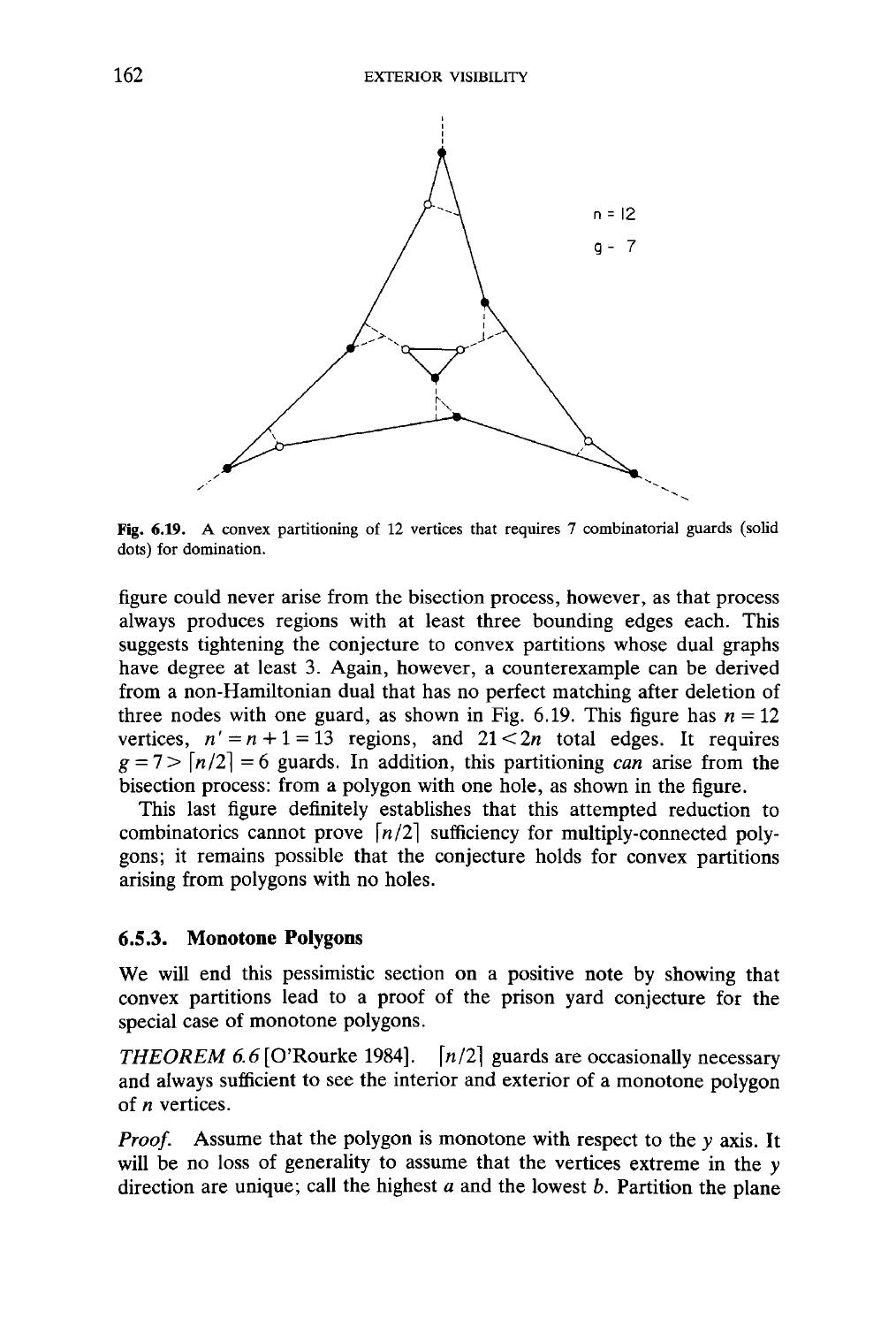Fig. 6.19. A convex partitioning of 12 vertices that requires 7 combinatorial guards (solid dots) for domination.

figure could never arise from the bisection process, however, as that process always produces regions with at least three bounding edges each. This suggests tightening the conjecture to convex partitions whose dual graphs have degree at least 3. Again, however, a counterexample can be derived from a non-Hamiltonian dual that has no perfect matching after deletion of three nodes with one guard, as shown in Fig. 6.19. This figure has $n = 12$ vertices, $n' = n + 1 = 13$ regions, and $21 < 2n$ total edges. It requires $g = 7 > \lceil n/2 \rceil = 6$ guards. In addition, this partitioning *can* arise from the bisection process: from a polygon with one hole, as shown in the figure.

This last figure definitely establishes that this attempted reduction to combinatorics cannot prove $\lceil n/2 \rceil$ sufficiency for multiply-connected polygons; it remains possible that the conjecture holds for convex partitions arising from polygons with no holes.

### 6.5.3. Monotone Polygons

We will end this pessimistic section on a positive note by showing that convex partitions lead to a proof of the prison yard conjecture for the special case of monotone polygons.

*THEOREM 6.6* [O'Rourke 1984]. $\lceil n/2 \rceil$ guards are occasionally necessary and always sufficient to see the interior and exterior of a monotone polygon of $n$ vertices.

*Proof.* Assume that the polygon is monotone with respect to the $y$ axis. It will be no loss of generality to assume that the vertices extreme in the $y$ direction are unique; call the highest $a$ and the lowest $b$. Partition the plane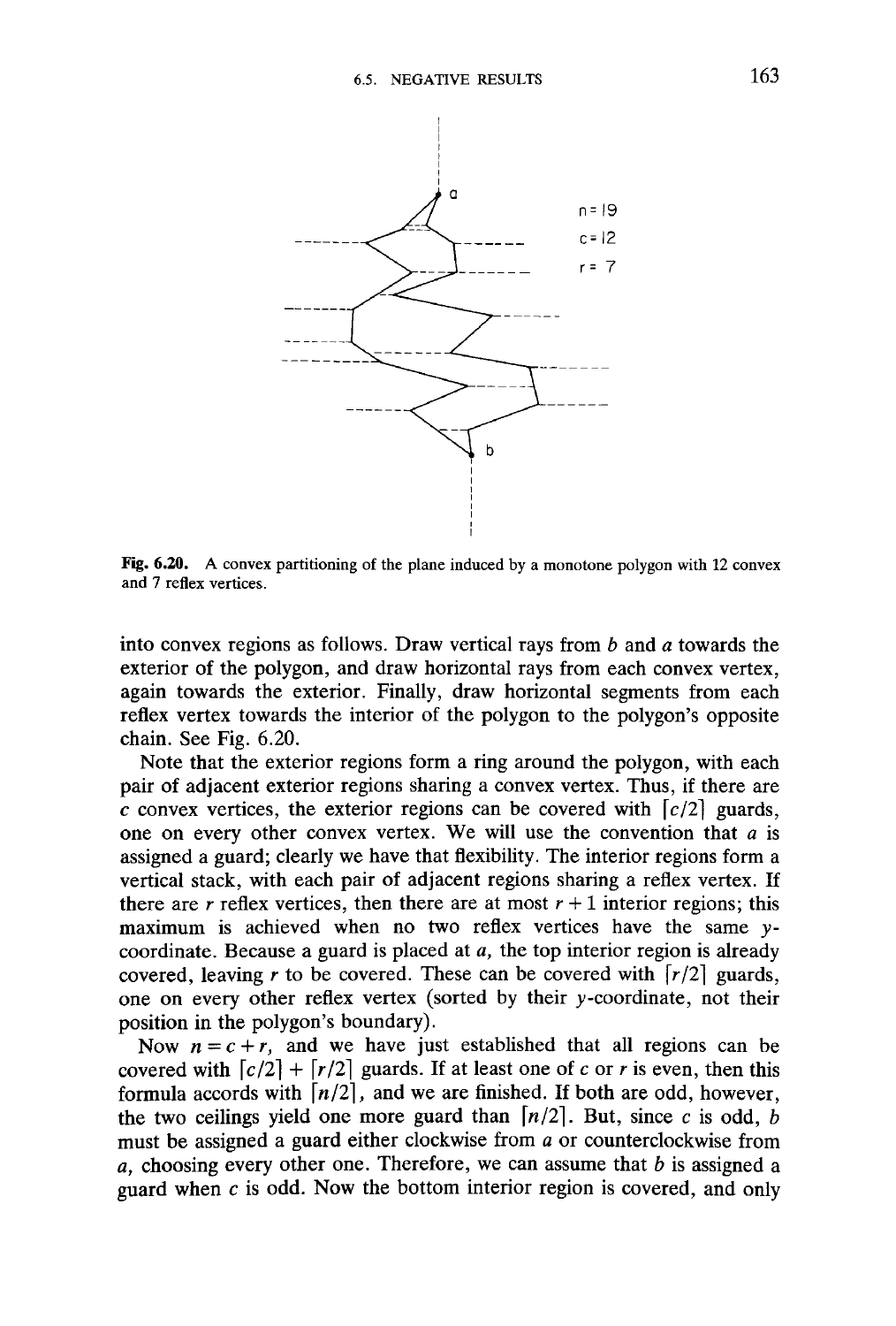Fig. 6.20. A convex partitioning of the plane induced by a monotone polygon with 12 convex and 7 reflex vertices.

into convex regions as follows. Draw vertical rays from $b$ and $a$ towards the exterior of the polygon, and draw horizontal rays from each convex vertex, again towards the exterior. Finally, draw horizontal segments from each reflex vertex towards the interior of the polygon to the polygon's opposite chain. See Fig. 6.20.

Note that the exterior regions form a ring around the polygon, with each pair of adjacent exterior regions sharing a convex vertex. Thus, if there are $c$ convex vertices, the exterior regions can be covered with $\lceil c/2 \rceil$ guards, one on every other convex vertex. We will use the convention that $a$ is assigned a guard; clearly we have that flexibility. The interior regions form a vertical stack, with each pair of adjacent regions sharing a reflex vertex. If there are $r$ reflex vertices, then there are at most $r+1$ interior regions; this maximum is achieved when no two reflex vertices have the same $y$-coordinate. Because a guard is placed at $a$, the top interior region is already covered, leaving $r$ to be covered. These can be covered with $\lceil r/2 \rceil$ guards, one on every other reflex vertex (sorted by their $y$-coordinate, not their position in the polygon's boundary).

Now $n = c + r$, and we have just established that all regions can be covered with $\lceil c/2 \rceil + \lceil r/2 \rceil$ guards. If at least one of $c$ or $r$ is even, then this formula accords with $\lceil n/2 \rceil$, and we are finished. If both are odd, however, the two ceilings yield one more guard than $\lceil n/2 \rceil$. But, since $c$ is odd, $b$ must be assigned a guard either clockwise from $a$ or counterclockwise from $a$, choosing every other one. Therefore, we can assume that $b$ is assigned a guard when $c$ is odd. Now the bottom interior region is covered, and only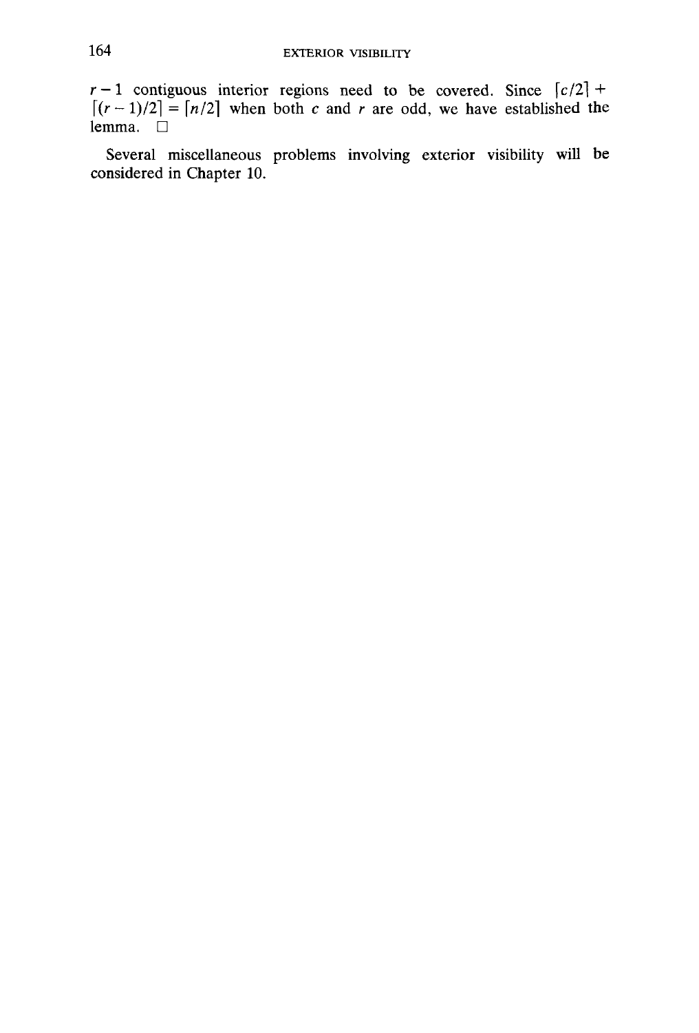$r-1$ contiguous interior regions need to be covered. Since $\lceil c/2 \rceil + \lceil (r-1)/2 \rceil = \lceil n/2 \rceil$ when both $c$ and $r$ are odd, we have established the lemma. □

Several miscellaneous problems involving exterior visibility will be considered in Chapter 10.